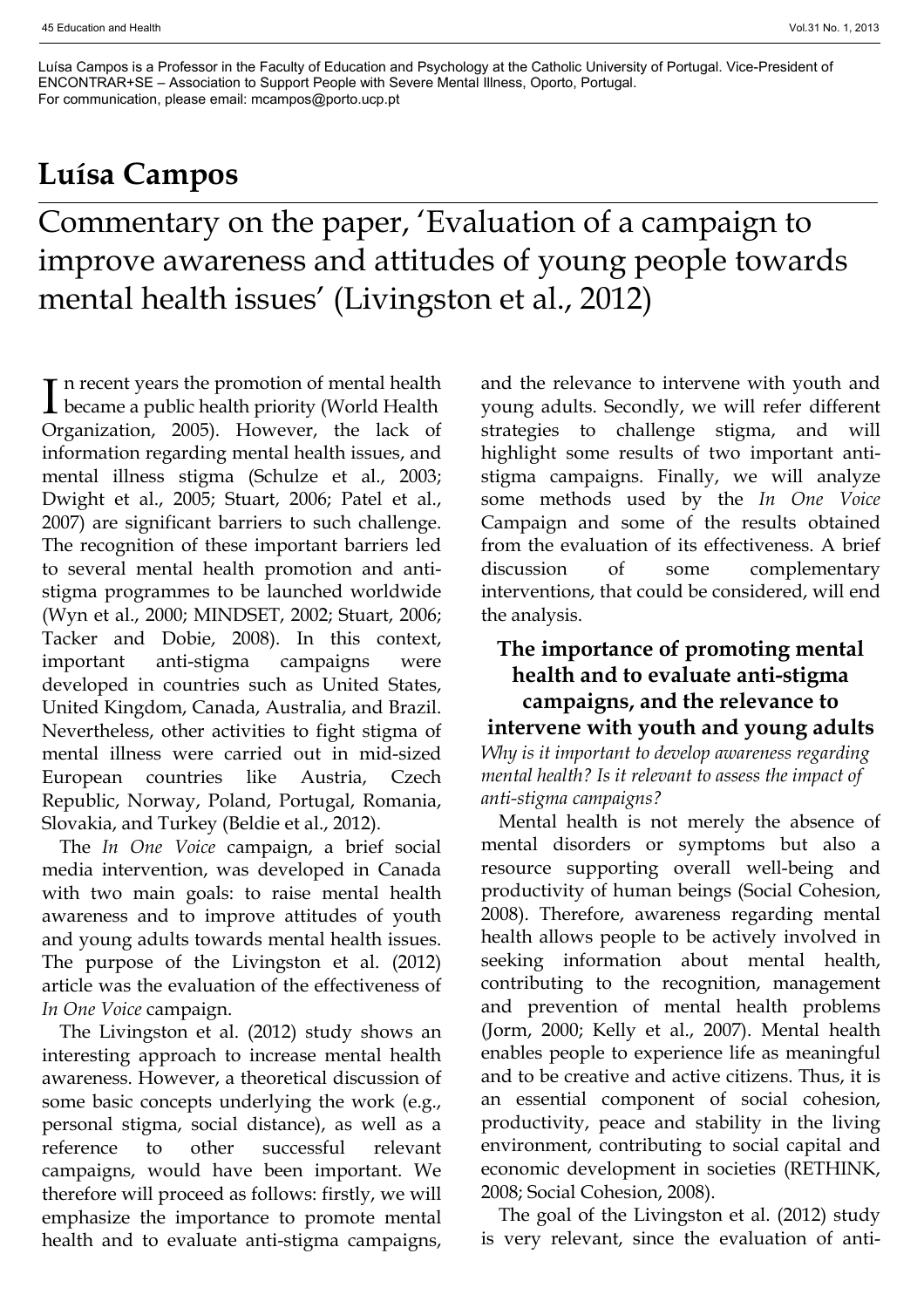Luísa Campos is a Professor in the Faculty of Education and Psychology at the Catholic University of Portugal. Vice-President of ENCONTRAR+SE – Association to Support People with Severe Mental Illness, Oporto, Portugal.
For communication, please email: mcampos@porto.ucp.pt

# Luísa Campos

# Commentary on the paper, 'Evaluation of a campaign to improve awareness and attitudes of young people towards mental health issues' (Livingston et al., 2012)

In recent years the promotion of mental health became a public health priority (World Health Organization, 2005). However, the lack of information regarding mental health issues, and mental illness stigma (Schulze et al., 2003; Dwight et al., 2005; Stuart, 2006; Patel et al., 2007) are significant barriers to such challenge. The recognition of these important barriers led to several mental health promotion and anti-stigma programmes to be launched worldwide (Wyn et al., 2000; MINDSET, 2002; Stuart, 2006; Tacker and Dobie, 2008). In this context, important anti-stigma campaigns were developed in countries such as United States, United Kingdom, Canada, Australia, and Brazil. Nevertheless, other activities to fight stigma of mental illness were carried out in mid-sized European countries like Austria, Czech Republic, Norway, Poland, Portugal, Romania, Slovakia, and Turkey (Beldie et al., 2012).

The *In One Voice* campaign, a brief social media intervention, was developed in Canada with two main goals: to raise mental health awareness and to improve attitudes of youth and young adults towards mental health issues. The purpose of the Livingston et al. (2012) article was the evaluation of the effectiveness of *In One Voice* campaign.

The Livingston et al. (2012) study shows an interesting approach to increase mental health awareness. However, a theoretical discussion of some basic concepts underlying the work (e.g., personal stigma, social distance), as well as a reference to other successful relevant campaigns, would have been important. We therefore will proceed as follows: firstly, we will emphasize the importance to promote mental health and to evaluate anti-stigma campaigns, and the relevance to intervene with youth and young adults. Secondly, we will refer different strategies to challenge stigma, and will highlight some results of two important anti-stigma campaigns. Finally, we will analyze some methods used by the *In One Voice* Campaign and some of the results obtained from the evaluation of its effectiveness. A brief discussion of some complementary interventions, that could be considered, will end the analysis.

## The importance of promoting mental health and to evaluate anti-stigma campaigns, and the relevance to intervene with youth and young adults

*Why is it important to develop awareness regarding mental health? Is it relevant to assess the impact of anti-stigma campaigns?*

Mental health is not merely the absence of mental disorders or symptoms but also a resource supporting overall well-being and productivity of human beings (Social Cohesion, 2008). Therefore, awareness regarding mental health allows people to be actively involved in seeking information about mental health, contributing to the recognition, management and prevention of mental health problems (Jorm, 2000; Kelly et al., 2007). Mental health enables people to experience life as meaningful and to be creative and active citizens. Thus, it is an essential component of social cohesion, productivity, peace and stability in the living environment, contributing to social capital and economic development in societies (RETHINK, 2008; Social Cohesion, 2008).

The goal of the Livingston et al. (2012) study is very relevant, since the evaluation of anti-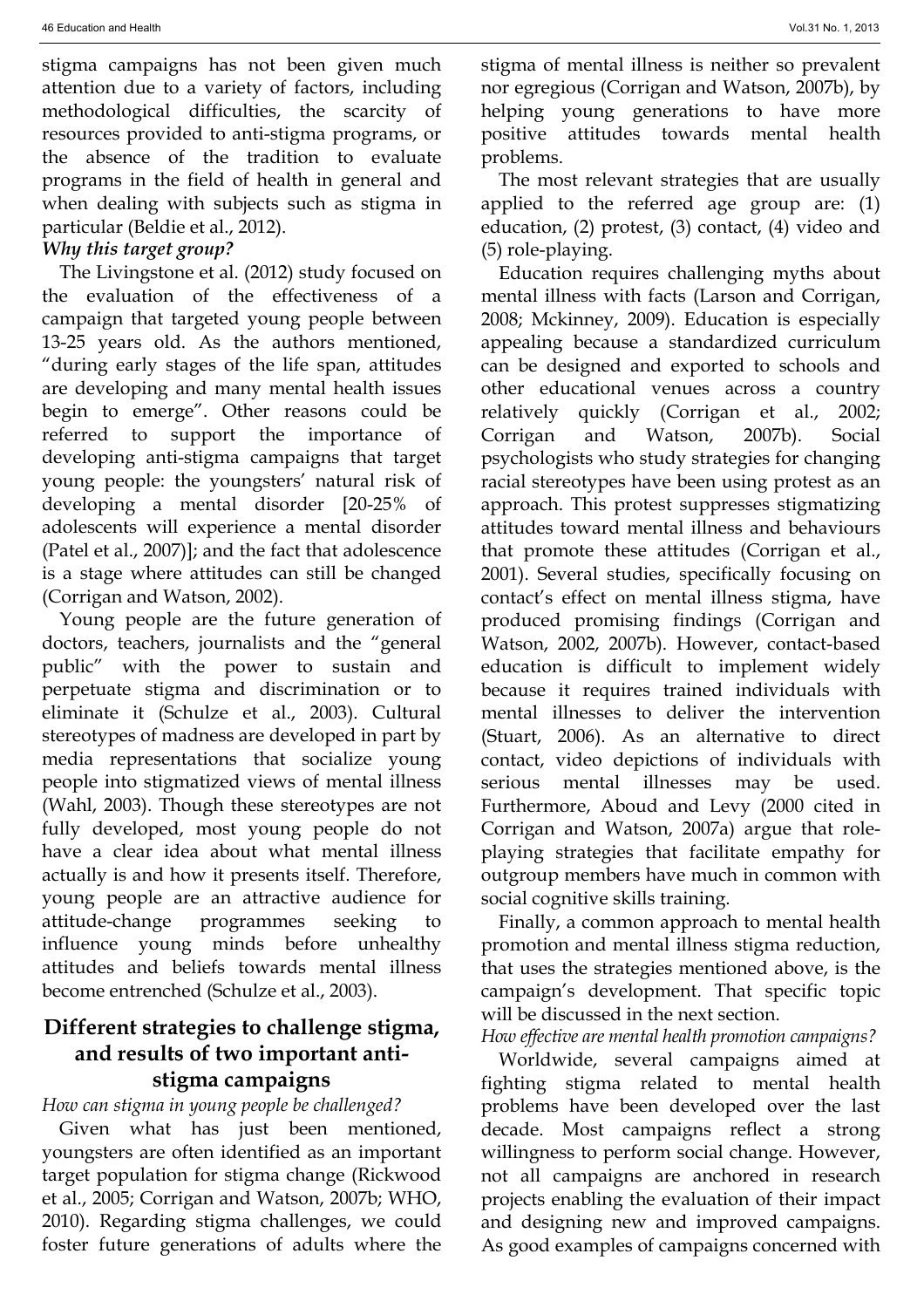stigma campaigns has not been given much attention due to a variety of factors, including methodological difficulties, the scarcity of resources provided to anti-stigma programs, or the absence of the tradition to evaluate programs in the field of health in general and when dealing with subjects such as stigma in particular (Beldie et al., 2012).

***Why this target group?***

The Livingstone et al. (2012) study focused on the evaluation of the effectiveness of a campaign that targeted young people between 13-25 years old. As the authors mentioned, "during early stages of the life span, attitudes are developing and many mental health issues begin to emerge". Other reasons could be referred to support the importance of developing anti-stigma campaigns that target young people: the youngsters' natural risk of developing a mental disorder [20-25% of adolescents will experience a mental disorder (Patel et al., 2007)]; and the fact that adolescence is a stage where attitudes can still be changed (Corrigan and Watson, 2002).

Young people are the future generation of doctors, teachers, journalists and the "general public" with the power to sustain and perpetuate stigma and discrimination or to eliminate it (Schulze et al., 2003). Cultural stereotypes of madness are developed in part by media representations that socialize young people into stigmatized views of mental illness (Wahl, 2003). Though these stereotypes are not fully developed, most young people do not have a clear idea about what mental illness actually is and how it presents itself. Therefore, young people are an attractive audience for attitude-change programmes seeking to influence young minds before unhealthy attitudes and beliefs towards mental illness become entrenched (Schulze et al., 2003).

## Different strategies to challenge stigma, and results of two important anti-stigma campaigns

*How can stigma in young people be challenged?*

Given what has just been mentioned, youngsters are often identified as an important target population for stigma change (Rickwood et al., 2005; Corrigan and Watson, 2007b; WHO, 2010). Regarding stigma challenges, we could foster future generations of adults where the stigma of mental illness is neither so prevalent nor egregious (Corrigan and Watson, 2007b), by helping young generations to have more positive attitudes towards mental health problems.

The most relevant strategies that are usually applied to the referred age group are: (1) education, (2) protest, (3) contact, (4) video and (5) role-playing.

Education requires challenging myths about mental illness with facts (Larson and Corrigan, 2008; Mckinney, 2009). Education is especially appealing because a standardized curriculum can be designed and exported to schools and other educational venues across a country relatively quickly (Corrigan et al., 2002; Corrigan and Watson, 2007b). Social psychologists who study strategies for changing racial stereotypes have been using protest as an approach. This protest suppresses stigmatizing attitudes toward mental illness and behaviours that promote these attitudes (Corrigan et al., 2001). Several studies, specifically focusing on contact's effect on mental illness stigma, have produced promising findings (Corrigan and Watson, 2002, 2007b). However, contact-based education is difficult to implement widely because it requires trained individuals with mental illnesses to deliver the intervention (Stuart, 2006). As an alternative to direct contact, video depictions of individuals with serious mental illnesses may be used. Furthermore, Aboud and Levy (2000 cited in Corrigan and Watson, 2007a) argue that role-playing strategies that facilitate empathy for outgroup members have much in common with social cognitive skills training.

Finally, a common approach to mental health promotion and mental illness stigma reduction, that uses the strategies mentioned above, is the campaign's development. That specific topic will be discussed in the next section.

*How effective are mental health promotion campaigns?*

Worldwide, several campaigns aimed at fighting stigma related to mental health problems have been developed over the last decade. Most campaigns reflect a strong willingness to perform social change. However, not all campaigns are anchored in research projects enabling the evaluation of their impact and designing new and improved campaigns. As good examples of campaigns concerned with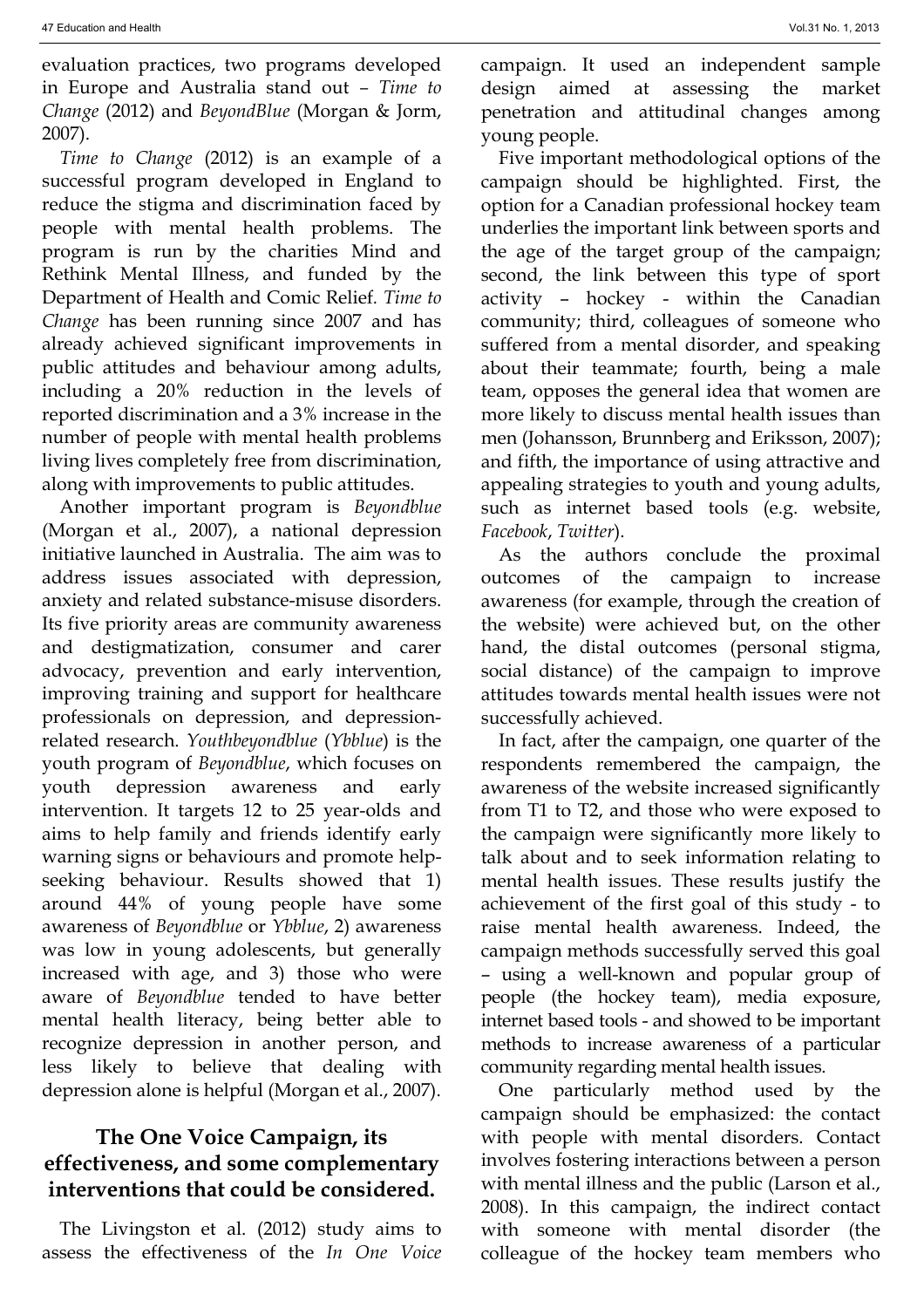evaluation practices, two programs developed in Europe and Australia stand out – *Time to Change* (2012) and *BeyondBlue* (Morgan & Jorm, 2007).

*Time to Change* (2012) is an example of a successful program developed in England to reduce the stigma and discrimination faced by people with mental health problems. The program is run by the charities Mind and Rethink Mental Illness, and funded by the Department of Health and Comic Relief. *Time to Change* has been running since 2007 and has already achieved significant improvements in public attitudes and behaviour among adults, including a 20% reduction in the levels of reported discrimination and a 3% increase in the number of people with mental health problems living lives completely free from discrimination, along with improvements to public attitudes.

Another important program is *Beyondblue* (Morgan et al., 2007), a national depression initiative launched in Australia. The aim was to address issues associated with depression, anxiety and related substance-misuse disorders. Its five priority areas are community awareness and destigmatization, consumer and carer advocacy, prevention and early intervention, improving training and support for healthcare professionals on depression, and depression-related research. *Youthbeyondblue* (*Ybblue*) is the youth program of *Beyondblue*, which focuses on youth depression awareness and early intervention. It targets 12 to 25 year-olds and aims to help family and friends identify early warning signs or behaviours and promote help-seeking behaviour. Results showed that 1) around 44% of young people have some awareness of *Beyondblue* or *Ybblue*, 2) awareness was low in young adolescents, but generally increased with age, and 3) those who were aware of *Beyondblue* tended to have better mental health literacy, being better able to recognize depression in another person, and less likely to believe that dealing with depression alone is helpful (Morgan et al., 2007).

## The One Voice Campaign, its effectiveness, and some complementary interventions that could be considered.

The Livingston et al. (2012) study aims to assess the effectiveness of the *In One Voice* campaign. It used an independent sample design aimed at assessing the market penetration and attitudinal changes among young people.

Five important methodological options of the campaign should be highlighted. First, the option for a Canadian professional hockey team underlies the important link between sports and the age of the target group of the campaign; second, the link between this type of sport activity – hockey - within the Canadian community; third, colleagues of someone who suffered from a mental disorder, and speaking about their teammate; fourth, being a male team, opposes the general idea that women are more likely to discuss mental health issues than men (Johansson, Brunnberg and Eriksson, 2007); and fifth, the importance of using attractive and appealing strategies to youth and young adults, such as internet based tools (e.g. website, *Facebook*, *Twitter*).

As the authors conclude the proximal outcomes of the campaign to increase awareness (for example, through the creation of the website) were achieved but, on the other hand, the distal outcomes (personal stigma, social distance) of the campaign to improve attitudes towards mental health issues were not successfully achieved.

In fact, after the campaign, one quarter of the respondents remembered the campaign, the awareness of the website increased significantly from T1 to T2, and those who were exposed to the campaign were significantly more likely to talk about and to seek information relating to mental health issues. These results justify the achievement of the first goal of this study - to raise mental health awareness. Indeed, the campaign methods successfully served this goal – using a well-known and popular group of people (the hockey team), media exposure, internet based tools - and showed to be important methods to increase awareness of a particular community regarding mental health issues.

One particularly method used by the campaign should be emphasized: the contact with people with mental disorders. Contact involves fostering interactions between a person with mental illness and the public (Larson et al., 2008). In this campaign, the indirect contact with someone with mental disorder (the colleague of the hockey team members who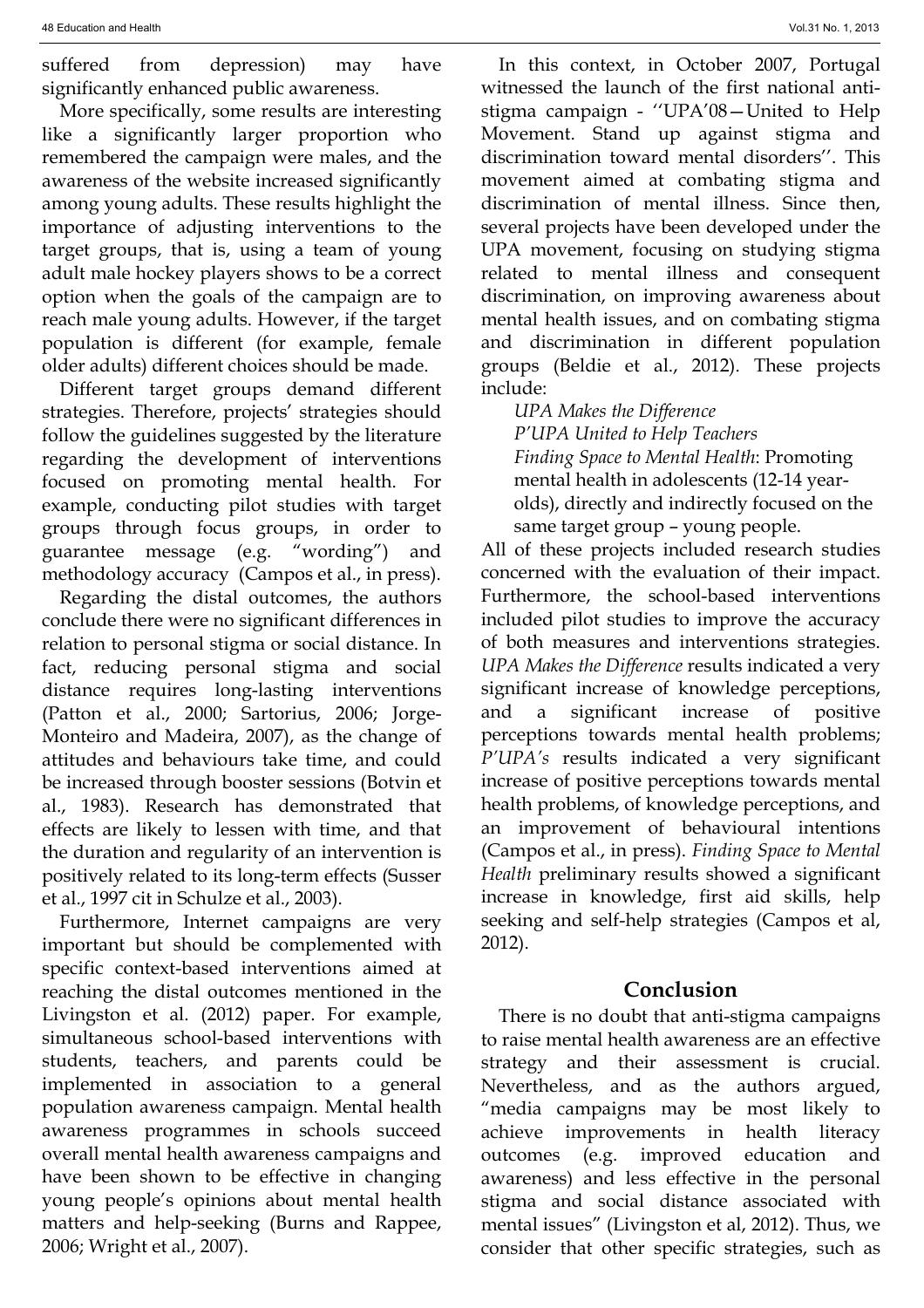suffered from depression) may have significantly enhanced public awareness.

More specifically, some results are interesting like a significantly larger proportion who remembered the campaign were males, and the awareness of the website increased significantly among young adults. These results highlight the importance of adjusting interventions to the target groups, that is, using a team of young adult male hockey players shows to be a correct option when the goals of the campaign are to reach male young adults. However, if the target population is different (for example, female older adults) different choices should be made.

Different target groups demand different strategies. Therefore, projects' strategies should follow the guidelines suggested by the literature regarding the development of interventions focused on promoting mental health. For example, conducting pilot studies with target groups through focus groups, in order to guarantee message (e.g. "wording") and methodology accuracy (Campos et al., in press).

Regarding the distal outcomes, the authors conclude there were no significant differences in relation to personal stigma or social distance. In fact, reducing personal stigma and social distance requires long-lasting interventions (Patton et al., 2000; Sartorius, 2006; Jorge-Monteiro and Madeira, 2007), as the change of attitudes and behaviours take time, and could be increased through booster sessions (Botvin et al., 1983). Research has demonstrated that effects are likely to lessen with time, and that the duration and regularity of an intervention is positively related to its long-term effects (Susser et al., 1997 cit in Schulze et al., 2003).

Furthermore, Internet campaigns are very important but should be complemented with specific context-based interventions aimed at reaching the distal outcomes mentioned in the Livingston et al. (2012) paper. For example, simultaneous school-based interventions with students, teachers, and parents could be implemented in association to a general population awareness campaign. Mental health awareness programmes in schools succeed overall mental health awareness campaigns and have been shown to be effective in changing young people's opinions about mental health matters and help-seeking (Burns and Rappee, 2006; Wright et al., 2007).

In this context, in October 2007, Portugal witnessed the launch of the first national anti-stigma campaign - ''UPA'08—United to Help Movement. Stand up against stigma and discrimination toward mental disorders''. This movement aimed at combating stigma and discrimination of mental illness. Since then, several projects have been developed under the UPA movement, focusing on studying stigma related to mental illness and consequent discrimination, on improving awareness about mental health issues, and on combating stigma and discrimination in different population groups (Beldie et al., 2012). These projects include:

*UPA Makes the Difference*
*P'UPA United to Help Teachers*
*Finding Space to Mental Health*: Promoting mental health in adolescents (12-14 year-olds), directly and indirectly focused on the same target group – young people.

All of these projects included research studies concerned with the evaluation of their impact. Furthermore, the school-based interventions included pilot studies to improve the accuracy of both measures and interventions strategies. *UPA Makes the Difference* results indicated a very significant increase of knowledge perceptions, and a significant increase of positive perceptions towards mental health problems; *P'UPA's* results indicated a very significant increase of positive perceptions towards mental health problems, of knowledge perceptions, and an improvement of behavioural intentions (Campos et al., in press). *Finding Space to Mental Health* preliminary results showed a significant increase in knowledge, first aid skills, help seeking and self-help strategies (Campos et al, 2012).

## Conclusion

There is no doubt that anti-stigma campaigns to raise mental health awareness are an effective strategy and their assessment is crucial. Nevertheless, and as the authors argued, "media campaigns may be most likely to achieve improvements in health literacy outcomes (e.g. improved education and awareness) and less effective in the personal stigma and social distance associated with mental issues" (Livingston et al, 2012). Thus, we consider that other specific strategies, such as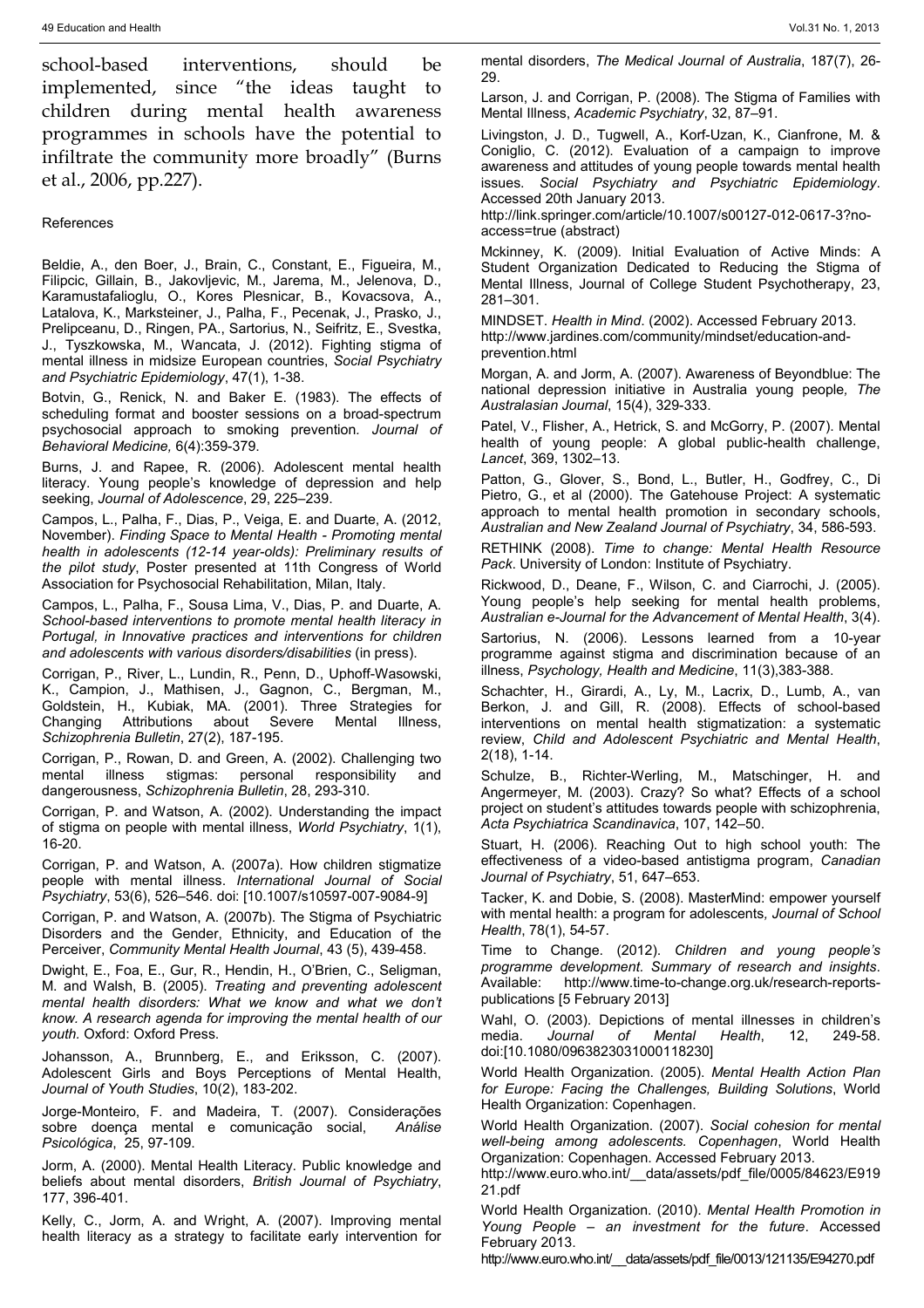school-based interventions, should be implemented, since "the ideas taught to children during mental health awareness programmes in schools have the potential to infiltrate the community more broadly" (Burns et al., 2006, pp.227).

References

Beldie, A., den Boer, J., Brain, C., Constant, E., Figueira, M., Filipcic, Gillain, B., Jakovljevic, M., Jarema, M., Jelenova, D., Karamustafalioglu, O., Kores Plesnicar, B., Kovacsova, A., Latalova, K., Marksteiner, J., Palha, F., Pecenak, J., Prasko, J., Prelipceanu, D., Ringen, PA., Sartorius, N., Seifritz, E., Svestka, J., Tyszkowska, M., Wancata, J. (2012). Fighting stigma of mental illness in midsize European countries, *Social Psychiatry and Psychiatric Epidemiology*, 47(1), 1-38.

Botvin, G., Renick, N. and Baker E. (1983). The effects of scheduling format and booster sessions on a broad-spectrum psychosocial approach to smoking prevention. *Journal of Behavioral Medicine,* 6(4):359-379.

Burns, J. and Rapee, R. (2006). Adolescent mental health literacy. Young people's knowledge of depression and help seeking, *Journal of Adolescence*, 29, 225–239.

Campos, L., Palha, F., Dias, P., Veiga, E. and Duarte, A. (2012, November). *Finding Space to Mental Health - Promoting mental health in adolescents (12-14 year-olds): Preliminary results of the pilot study*, Poster presented at 11th Congress of World Association for Psychosocial Rehabilitation, Milan, Italy.

Campos, L., Palha, F., Sousa Lima, V., Dias, P. and Duarte, A. *School-based interventions to promote mental health literacy in Portugal, in Innovative practices and interventions for children and adolescents with various disorders/disabilities* (in press).

Corrigan, P., River, L., Lundin, R., Penn, D., Uphoff-Wasowski, K., Campion, J., Mathisen, J., Gagnon, C., Bergman, M., Goldstein, H., Kubiak, MA. (2001). Three Strategies for Changing Attributions about Severe Mental Illness, *Schizophrenia Bulletin*, 27(2), 187-195.

Corrigan, P., Rowan, D. and Green, A. (2002). Challenging two mental illness stigmas: personal responsibility and dangerousness, *Schizophrenia Bulletin*, 28, 293-310.

Corrigan, P. and Watson, A. (2002). Understanding the impact of stigma on people with mental illness, *World Psychiatry*, 1(1), 16-20.

Corrigan, P. and Watson, A. (2007a). How children stigmatize people with mental illness. *International Journal of Social Psychiatry*, 53(6), 526–546. doi: [10.1007/s10597-007-9084-9]

Corrigan, P. and Watson, A. (2007b). The Stigma of Psychiatric Disorders and the Gender, Ethnicity, and Education of the Perceiver, *Community Mental Health Journal*, 43 (5), 439-458.

Dwight, E., Foa, E., Gur, R., Hendin, H., O'Brien, C., Seligman, M. and Walsh, B. (2005). *Treating and preventing adolescent mental health disorders: What we know and what we don't know. A research agenda for improving the mental health of our youth.* Oxford: Oxford Press.

Johansson, A., Brunnberg, E., and Eriksson, C. (2007). Adolescent Girls and Boys Perceptions of Mental Health, *Journal of Youth Studies*, 10(2), 183-202.

Jorge-Monteiro, F. and Madeira, T. (2007). Considerações sobre doença mental e comunicação social, *Análise Psicológica*, 25, 97-109.

Jorm, A. (2000). Mental Health Literacy. Public knowledge and beliefs about mental disorders, *British Journal of Psychiatry*, 177, 396-401.

Kelly, C., Jorm, A. and Wright, A. (2007). Improving mental health literacy as a strategy to facilitate early intervention for mental disorders, *The Medical Journal of Australia*, 187(7), 26-29.

Larson, J. and Corrigan, P. (2008). The Stigma of Families with Mental Illness, *Academic Psychiatry*, 32, 87–91.

Livingston, J. D., Tugwell, A., Korf-Uzan, K., Cianfrone, M. & Coniglio, C. (2012). Evaluation of a campaign to improve awareness and attitudes of young people towards mental health issues. *Social Psychiatry and Psychiatric Epidemiology*. Accessed 20th January 2013.
http://link.springer.com/article/10.1007/s00127-012-0617-3?no-access=true (abstract)

Mckinney, K. (2009). Initial Evaluation of Active Minds: A Student Organization Dedicated to Reducing the Stigma of Mental Illness, Journal of College Student Psychotherapy, 23, 281–301.

MINDSET. *Health in Mind*. (2002). Accessed February 2013.
http://www.jardines.com/community/mindset/education-and-prevention.html

Morgan, A. and Jorm, A. (2007). Awareness of Beyondblue: The national depression initiative in Australia young people*, The Australasian Journal*, 15(4), 329-333.

Patel, V., Flisher, A., Hetrick, S. and McGorry, P. (2007). Mental health of young people: A global public-health challenge, *Lancet*, 369, 1302–13.

Patton, G., Glover, S., Bond, L., Butler, H., Godfrey, C., Di Pietro, G., et al (2000). The Gatehouse Project: A systematic approach to mental health promotion in secondary schools, *Australian and New Zealand Journal of Psychiatry*, 34, 586-593.

RETHINK (2008). *Time to change: Mental Health Resource Pack*. University of London: Institute of Psychiatry.

Rickwood, D., Deane, F., Wilson, C. and Ciarrochi, J. (2005). Young people's help seeking for mental health problems, *Australian e-Journal for the Advancement of Mental Health*, 3(4).

Sartorius, N. (2006). Lessons learned from a 10-year programme against stigma and discrimination because of an illness, *Psychology, Health and Medicine*, 11(3),383-388.

Schachter, H., Girardi, A., Ly, M., Lacrix, D., Lumb, A., van Berkon, J. and Gill, R. (2008). Effects of school-based interventions on mental health stigmatization: a systematic review, *Child and Adolescent Psychiatric and Mental Health*, 2(18), 1-14.

Schulze, B., Richter-Werling, M., Matschinger, H. and Angermeyer, M. (2003). Crazy? So what? Effects of a school project on student's attitudes towards people with schizophrenia, *Acta Psychiatrica Scandinavica*, 107, 142–50.

Stuart, H. (2006). Reaching Out to high school youth: The effectiveness of a video-based antistigma program, *Canadian Journal of Psychiatry*, 51, 647–653.

Tacker, K. and Dobie, S. (2008). MasterMind: empower yourself with mental health: a program for adolescents*, Journal of School Health*, 78(1), 54-57.

Time to Change. (2012). *Children and young people's programme development. Summary of research and insights*. Available: http://www.time-to-change.org.uk/research-reports-publications [5 February 2013]

Wahl, O. (2003). Depictions of mental illnesses in children's media. *Journal of Mental Health*, 12, 249-58. doi:[10.1080/0963823031000118230]

World Health Organization. (2005). *Mental Health Action Plan for Europe: Facing the Challenges, Building Solutions*, World Health Organization: Copenhagen.

World Health Organization. (2007). *Social cohesion for mental well-being among adolescents. Copenhagen*, World Health Organization: Copenhagen. Accessed February 2013.
http://www.euro.who.int/__data/assets/pdf_file/0005/84623/E91921.pdf

World Health Organization. (2010). *Mental Health Promotion in Young People – an investment for the future*. Accessed February 2013.
http://www.euro.who.int/__data/assets/pdf_file/0013/121135/E94270.pdf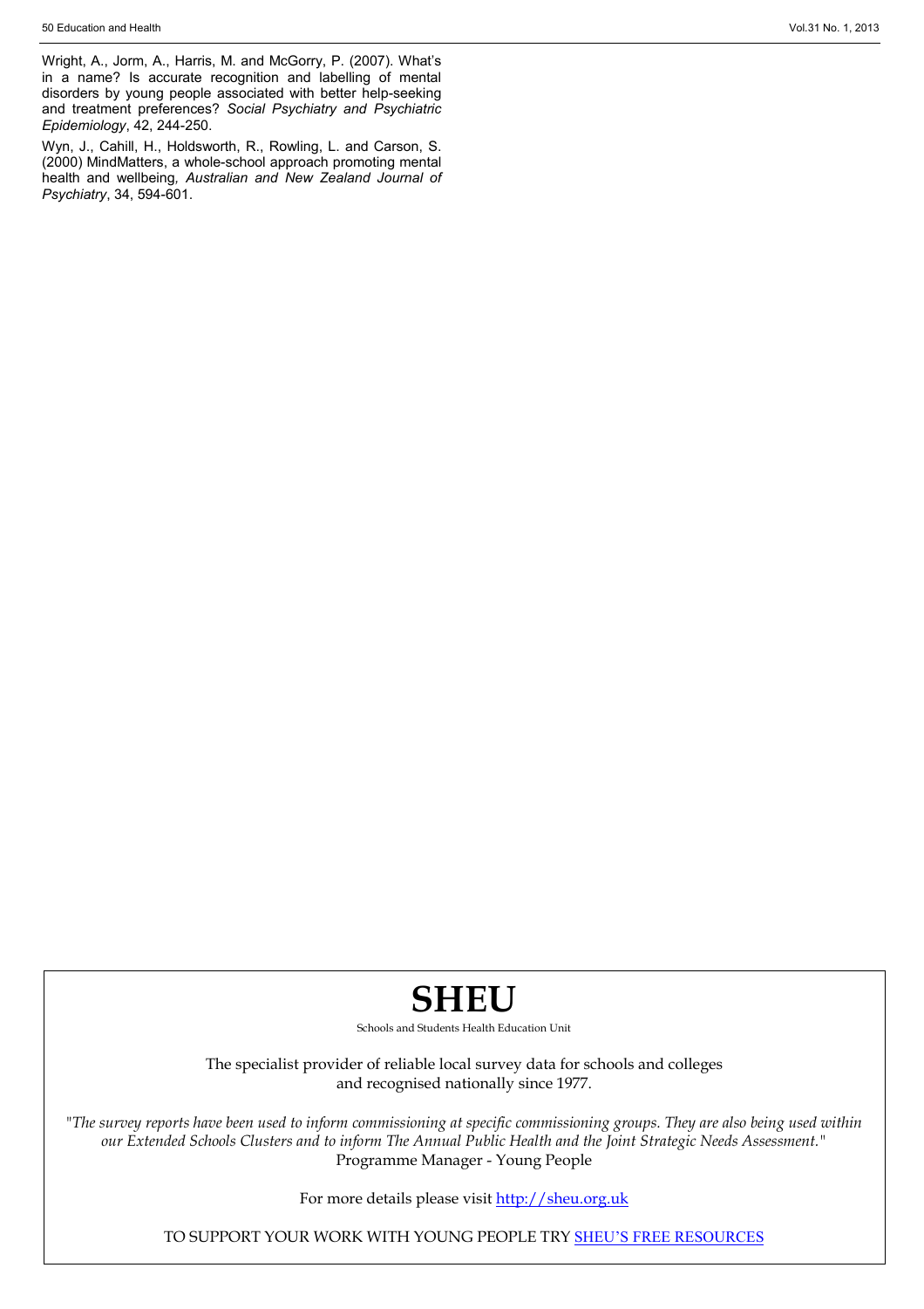Wright, A., Jorm, A., Harris, M. and McGorry, P. (2007). What's in a name? Is accurate recognition and labelling of mental disorders by young people associated with better help-seeking and treatment preferences? *Social Psychiatry and Psychiatric Epidemiology*, 42, 244-250.

Wyn, J., Cahill, H., Holdsworth, R., Rowling, L. and Carson, S. (2000) MindMatters, a whole-school approach promoting mental health and wellbeing, *Australian and New Zealand Journal of Psychiatry*, 34, 594-601.

# SHEU

Schools and Students Health Education Unit

The specialist provider of reliable local survey data for schools and colleges and recognised nationally since 1977.

*"The survey reports have been used to inform commissioning at specific commissioning groups. They are also being used within our Extended Schools Clusters and to inform The Annual Public Health and the Joint Strategic Needs Assessment."*
Programme Manager - Young People

For more details please visit [http://sheu.org.uk](http://sheu.org.uk)

TO SUPPORT YOUR WORK WITH YOUNG PEOPLE TRY SHEU'S FREE RESOURCES